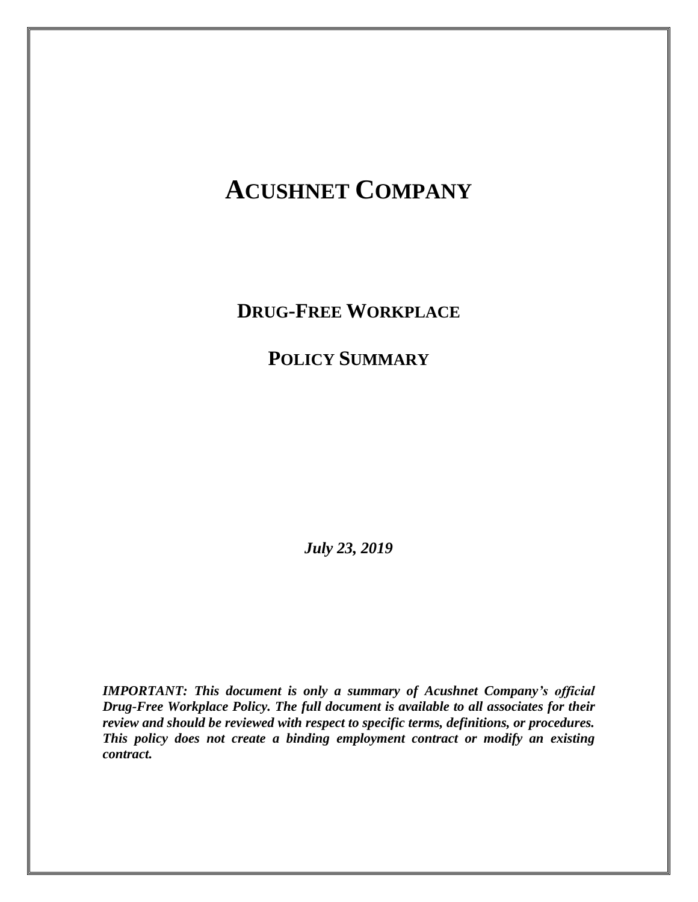# Acushnet Company

## Drug-Free Workplace

## Policy Summary

***July 23, 2019***

***IMPORTANT: This document is only a summary of Acushnet Company's official Drug-Free Workplace Policy. The full document is available to all associates for their review and should be reviewed with respect to specific terms, definitions, or procedures. This policy does not create a binding employment contract or modify an existing contract.***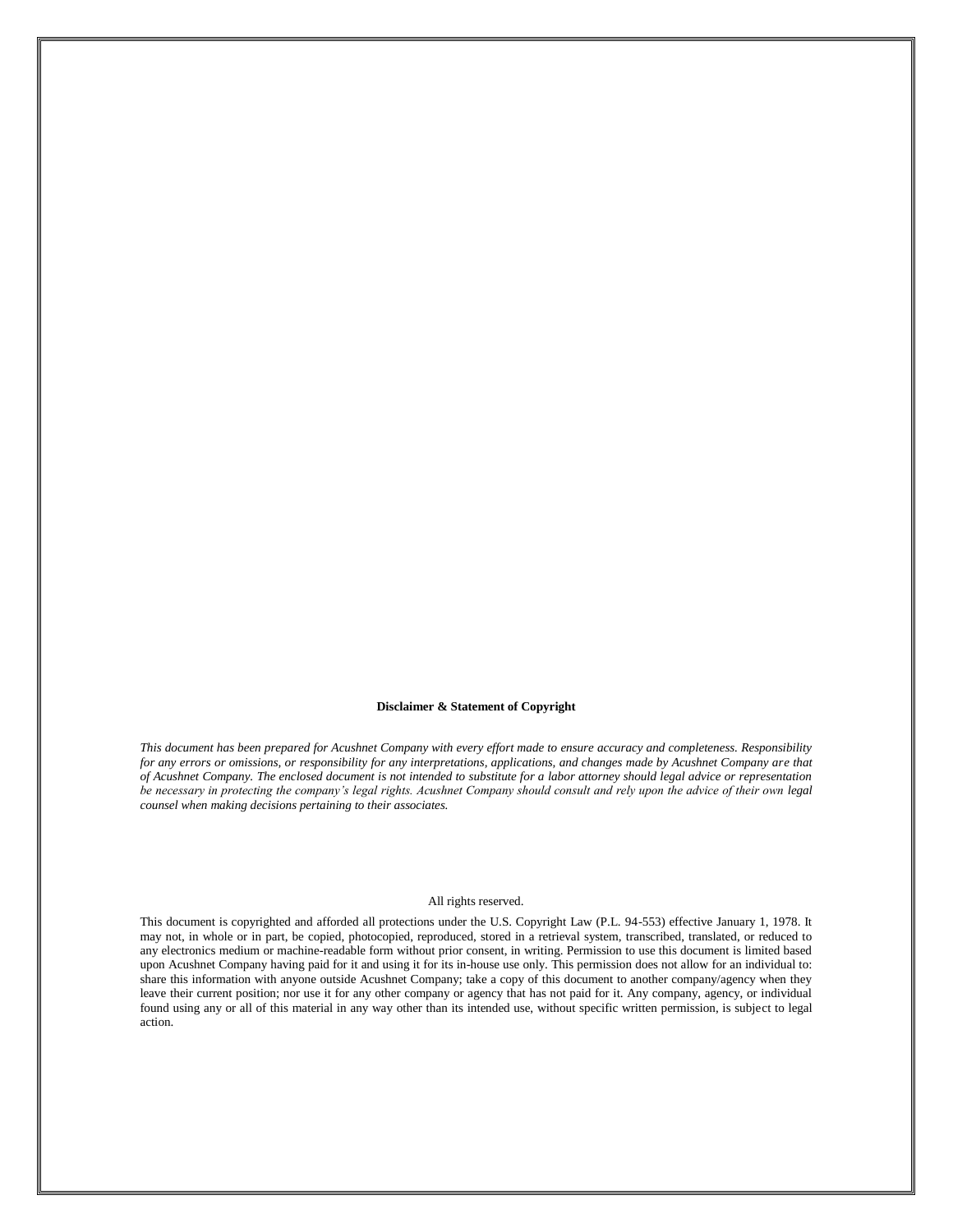**Disclaimer & Statement of Copyright**

*This document has been prepared for Acushnet Company with every effort made to ensure accuracy and completeness. Responsibility for any errors or omissions, or responsibility for any interpretations, applications, and changes made by Acushnet Company are that of Acushnet Company. The enclosed document is not intended to substitute for a labor attorney should legal advice or representation be necessary in protecting the company's legal rights. Acushnet Company should consult and rely upon the advice of their own legal counsel when making decisions pertaining to their associates.*

All rights reserved.

This document is copyrighted and afforded all protections under the U.S. Copyright Law (P.L. 94-553) effective January 1, 1978. It may not, in whole or in part, be copied, photocopied, reproduced, stored in a retrieval system, transcribed, translated, or reduced to any electronics medium or machine-readable form without prior consent, in writing. Permission to use this document is limited based upon Acushnet Company having paid for it and using it for its in-house use only. This permission does not allow for an individual to: share this information with anyone outside Acushnet Company; take a copy of this document to another company/agency when they leave their current position; nor use it for any other company or agency that has not paid for it. Any company, agency, or individual found using any or all of this material in any way other than its intended use, without specific written permission, is subject to legal action.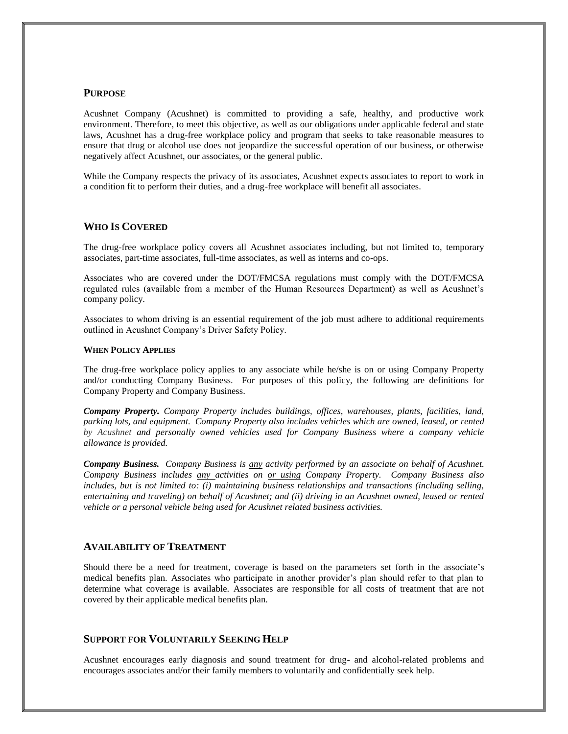## PURPOSE

Acushnet Company (Acushnet) is committed to providing a safe, healthy, and productive work environment. Therefore, to meet this objective, as well as our obligations under applicable federal and state laws, Acushnet has a drug-free workplace policy and program that seeks to take reasonable measures to ensure that drug or alcohol use does not jeopardize the successful operation of our business, or otherwise negatively affect Acushnet, our associates, or the general public.

While the Company respects the privacy of its associates, Acushnet expects associates to report to work in a condition fit to perform their duties, and a drug-free workplace will benefit all associates.

## WHO IS COVERED

The drug-free workplace policy covers all Acushnet associates including, but not limited to, temporary associates, part-time associates, full-time associates, as well as interns and co-ops.

Associates who are covered under the DOT/FMCSA regulations must comply with the DOT/FMCSA regulated rules (available from a member of the Human Resources Department) as well as Acushnet's company policy.

Associates to whom driving is an essential requirement of the job must adhere to additional requirements outlined in Acushnet Company's Driver Safety Policy.

#### WHEN POLICY APPLIES

The drug-free workplace policy applies to any associate while he/she is on or using Company Property and/or conducting Company Business. For purposes of this policy, the following are definitions for Company Property and Company Business.

***Company Property.*** *Company Property includes buildings, offices, warehouses, plants, facilities, land, parking lots, and equipment. Company Property also includes vehicles which are owned, leased, or rented by Acushnet and personally owned vehicles used for Company Business where a company vehicle allowance is provided.*

***Company Business.*** *Company Business is <u>any</u> activity performed by an associate on behalf of Acushnet. Company Business includes <u>any</u> activities on <u>or using</u> Company Property. Company Business also includes, but is not limited to: (i) maintaining business relationships and transactions (including selling, entertaining and traveling) on behalf of Acushnet; and (ii) driving in an Acushnet owned, leased or rented vehicle or a personal vehicle being used for Acushnet related business activities.*

## AVAILABILITY OF TREATMENT

Should there be a need for treatment, coverage is based on the parameters set forth in the associate's medical benefits plan. Associates who participate in another provider's plan should refer to that plan to determine what coverage is available. Associates are responsible for all costs of treatment that are not covered by their applicable medical benefits plan.

## SUPPORT FOR VOLUNTARILY SEEKING HELP

Acushnet encourages early diagnosis and sound treatment for drug- and alcohol-related problems and encourages associates and/or their family members to voluntarily and confidentially seek help.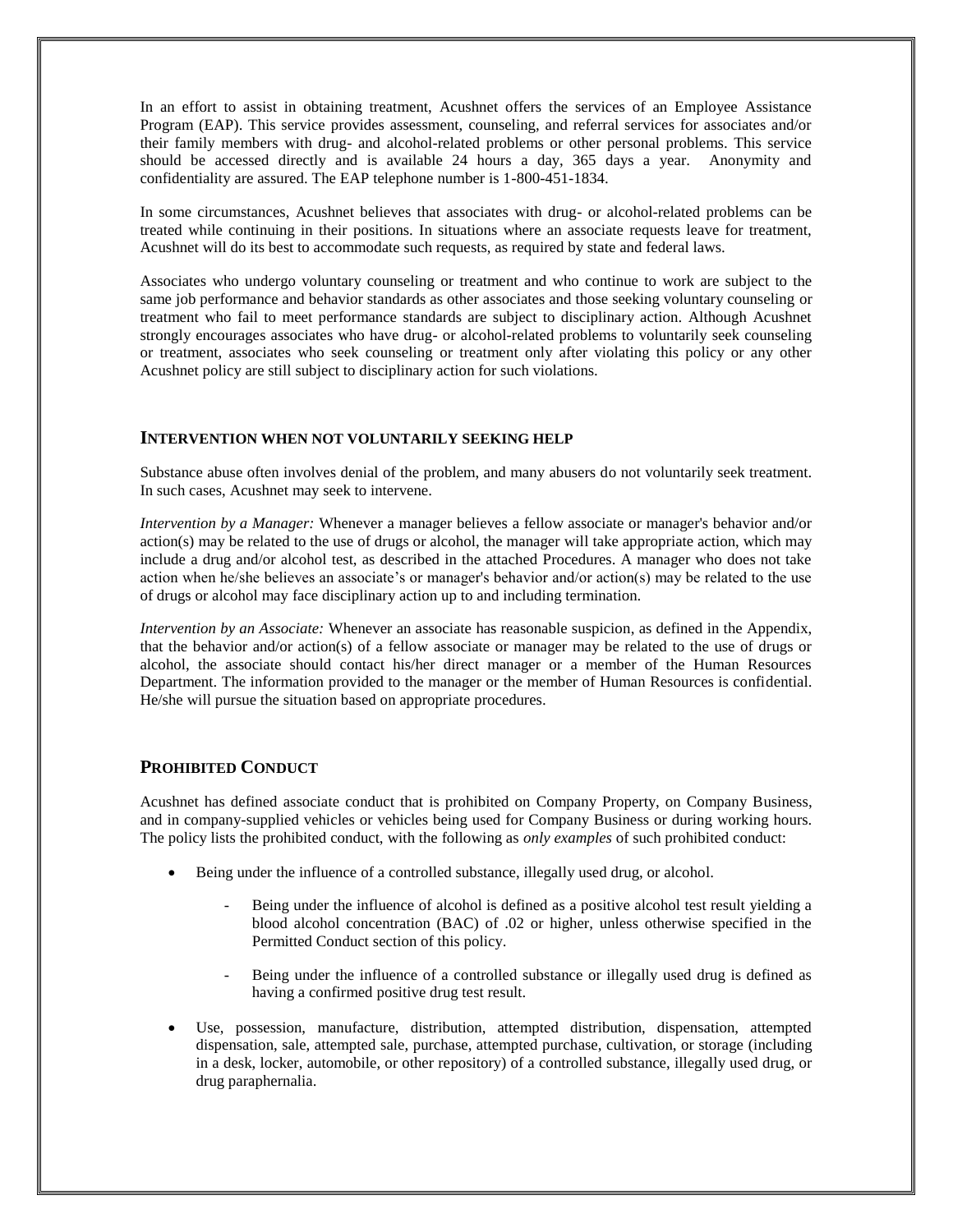In an effort to assist in obtaining treatment, Acushnet offers the services of an Employee Assistance Program (EAP). This service provides assessment, counseling, and referral services for associates and/or their family members with drug- and alcohol-related problems or other personal problems. This service should be accessed directly and is available 24 hours a day, 365 days a year. Anonymity and confidentiality are assured. The EAP telephone number is 1-800-451-1834.

In some circumstances, Acushnet believes that associates with drug- or alcohol-related problems can be treated while continuing in their positions. In situations where an associate requests leave for treatment, Acushnet will do its best to accommodate such requests, as required by state and federal laws.

Associates who undergo voluntary counseling or treatment and who continue to work are subject to the same job performance and behavior standards as other associates and those seeking voluntary counseling or treatment who fail to meet performance standards are subject to disciplinary action. Although Acushnet strongly encourages associates who have drug- or alcohol-related problems to voluntarily seek counseling or treatment, associates who seek counseling or treatment only after violating this policy or any other Acushnet policy are still subject to disciplinary action for such violations.

### INTERVENTION WHEN NOT VOLUNTARILY SEEKING HELP

Substance abuse often involves denial of the problem, and many abusers do not voluntarily seek treatment. In such cases, Acushnet may seek to intervene.

*Intervention by a Manager:* Whenever a manager believes a fellow associate or manager's behavior and/or action(s) may be related to the use of drugs or alcohol, the manager will take appropriate action, which may include a drug and/or alcohol test, as described in the attached Procedures. A manager who does not take action when he/she believes an associate's or manager's behavior and/or action(s) may be related to the use of drugs or alcohol may face disciplinary action up to and including termination.

*Intervention by an Associate:* Whenever an associate has reasonable suspicion, as defined in the Appendix, that the behavior and/or action(s) of a fellow associate or manager may be related to the use of drugs or alcohol, the associate should contact his/her direct manager or a member of the Human Resources Department. The information provided to the manager or the member of Human Resources is confidential. He/she will pursue the situation based on appropriate procedures.

## PROHIBITED CONDUCT

Acushnet has defined associate conduct that is prohibited on Company Property, on Company Business, and in company-supplied vehicles or vehicles being used for Company Business or during working hours. The policy lists the prohibited conduct, with the following as *only examples* of such prohibited conduct:

- Being under the influence of a controlled substance, illegally used drug, or alcohol.
    - Being under the influence of alcohol is defined as a positive alcohol test result yielding a blood alcohol concentration (BAC) of .02 or higher, unless otherwise specified in the Permitted Conduct section of this policy.
    - Being under the influence of a controlled substance or illegally used drug is defined as having a confirmed positive drug test result.
- Use, possession, manufacture, distribution, attempted distribution, dispensation, attempted dispensation, sale, attempted sale, purchase, attempted purchase, cultivation, or storage (including in a desk, locker, automobile, or other repository) of a controlled substance, illegally used drug, or drug paraphernalia.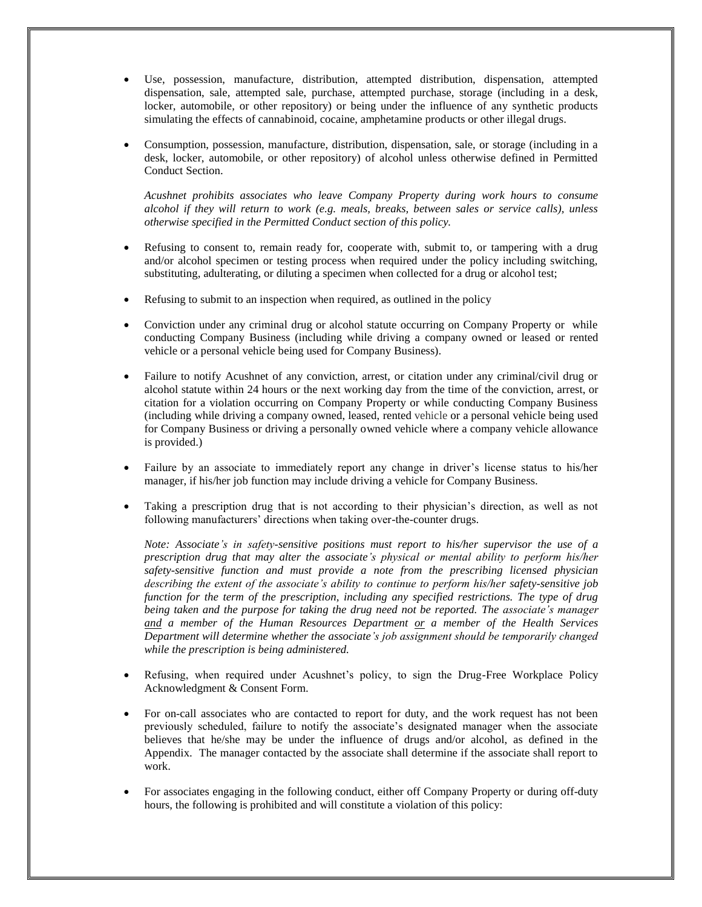- Use, possession, manufacture, distribution, attempted distribution, dispensation, attempted dispensation, sale, attempted sale, purchase, attempted purchase, storage (including in a desk, locker, automobile, or other repository) or being under the influence of any synthetic products simulating the effects of cannabinoid, cocaine, amphetamine products or other illegal drugs.

- Consumption, possession, manufacture, distribution, dispensation, sale, or storage (including in a desk, locker, automobile, or other repository) of alcohol unless otherwise defined in Permitted Conduct Section.

  *Acushnet prohibits associates who leave Company Property during work hours to consume alcohol if they will return to work (e.g. meals, breaks, between sales or service calls), unless otherwise specified in the Permitted Conduct section of this policy.*

- Refusing to consent to, remain ready for, cooperate with, submit to, or tampering with a drug and/or alcohol specimen or testing process when required under the policy including switching, substituting, adulterating, or diluting a specimen when collected for a drug or alcohol test;

- Refusing to submit to an inspection when required, as outlined in the policy

- Conviction under any criminal drug or alcohol statute occurring on Company Property or while conducting Company Business (including while driving a company owned or leased or rented vehicle or a personal vehicle being used for Company Business).

- Failure to notify Acushnet of any conviction, arrest, or citation under any criminal/civil drug or alcohol statute within 24 hours or the next working day from the time of the conviction, arrest, or citation for a violation occurring on Company Property or while conducting Company Business (including while driving a company owned, leased, rented vehicle or a personal vehicle being used for Company Business or driving a personally owned vehicle where a company vehicle allowance is provided.)

- Failure by an associate to immediately report any change in driver's license status to his/her manager, if his/her job function may include driving a vehicle for Company Business.

- Taking a prescription drug that is not according to their physician's direction, as well as not following manufacturers' directions when taking over-the-counter drugs.

  *Note: Associate's in safety-sensitive positions must report to his/her supervisor the use of a prescription drug that may alter the associate's physical or mental ability to perform his/her safety-sensitive function and must provide a note from the prescribing licensed physician describing the extent of the associate's ability to continue to perform his/her safety-sensitive job function for the term of the prescription, including any specified restrictions. The type of drug being taken and the purpose for taking the drug need not be reported. The associate's manager <u>and</u> a member of the Human Resources Department <u>or</u> a member of the Health Services Department will determine whether the associate's job assignment should be temporarily changed while the prescription is being administered.*

- Refusing, when required under Acushnet's policy, to sign the Drug-Free Workplace Policy Acknowledgment & Consent Form.

- For on-call associates who are contacted to report for duty, and the work request has not been previously scheduled, failure to notify the associate's designated manager when the associate believes that he/she may be under the influence of drugs and/or alcohol, as defined in the Appendix. The manager contacted by the associate shall determine if the associate shall report to work.

- For associates engaging in the following conduct, either off Company Property or during off-duty hours, the following is prohibited and will constitute a violation of this policy: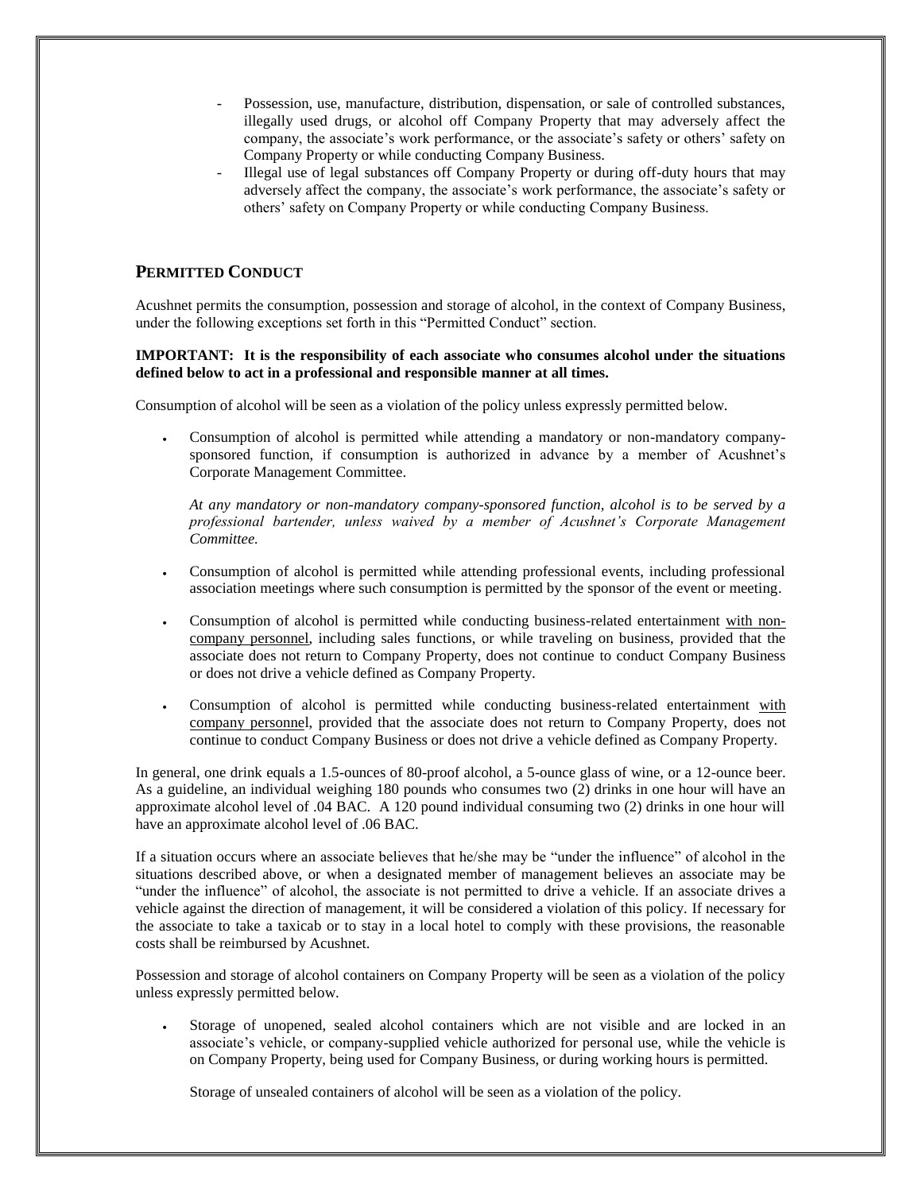- Possession, use, manufacture, distribution, dispensation, or sale of controlled substances, illegally used drugs, or alcohol off Company Property that may adversely affect the company, the associate's work performance, or the associate's safety or others' safety on Company Property or while conducting Company Business.
- Illegal use of legal substances off Company Property or during off-duty hours that may adversely affect the company, the associate's work performance, the associate's safety or others' safety on Company Property or while conducting Company Business.

## PERMITTED CONDUCT

Acushnet permits the consumption, possession and storage of alcohol, in the context of Company Business, under the following exceptions set forth in this "Permitted Conduct" section.

**IMPORTANT: It is the responsibility of each associate who consumes alcohol under the situations defined below to act in a professional and responsible manner at all times.**

Consumption of alcohol will be seen as a violation of the policy unless expressly permitted below.

- Consumption of alcohol is permitted while attending a mandatory or non-mandatory company-sponsored function, if consumption is authorized in advance by a member of Acushnet's Corporate Management Committee.

  *At any mandatory or non-mandatory company-sponsored function, alcohol is to be served by a professional bartender, unless waived by a member of Acushnet's Corporate Management Committee.*

- Consumption of alcohol is permitted while attending professional events, including professional association meetings where such consumption is permitted by the sponsor of the event or meeting.

- Consumption of alcohol is permitted while conducting business-related entertainment with non-company personnel, including sales functions, or while traveling on business, provided that the associate does not return to Company Property, does not continue to conduct Company Business or does not drive a vehicle defined as Company Property.

- Consumption of alcohol is permitted while conducting business-related entertainment with company personnel, provided that the associate does not return to Company Property, does not continue to conduct Company Business or does not drive a vehicle defined as Company Property.

In general, one drink equals a 1.5-ounces of 80-proof alcohol, a 5-ounce glass of wine, or a 12-ounce beer. As a guideline, an individual weighing 180 pounds who consumes two (2) drinks in one hour will have an approximate alcohol level of .04 BAC. A 120 pound individual consuming two (2) drinks in one hour will have an approximate alcohol level of .06 BAC.

If a situation occurs where an associate believes that he/she may be "under the influence" of alcohol in the situations described above, or when a designated member of management believes an associate may be "under the influence" of alcohol, the associate is not permitted to drive a vehicle. If an associate drives a vehicle against the direction of management, it will be considered a violation of this policy. If necessary for the associate to take a taxicab or to stay in a local hotel to comply with these provisions, the reasonable costs shall be reimbursed by Acushnet.

Possession and storage of alcohol containers on Company Property will be seen as a violation of the policy unless expressly permitted below.

- Storage of unopened, sealed alcohol containers which are not visible and are locked in an associate's vehicle, or company-supplied vehicle authorized for personal use, while the vehicle is on Company Property, being used for Company Business, or during working hours is permitted.

  Storage of unsealed containers of alcohol will be seen as a violation of the policy.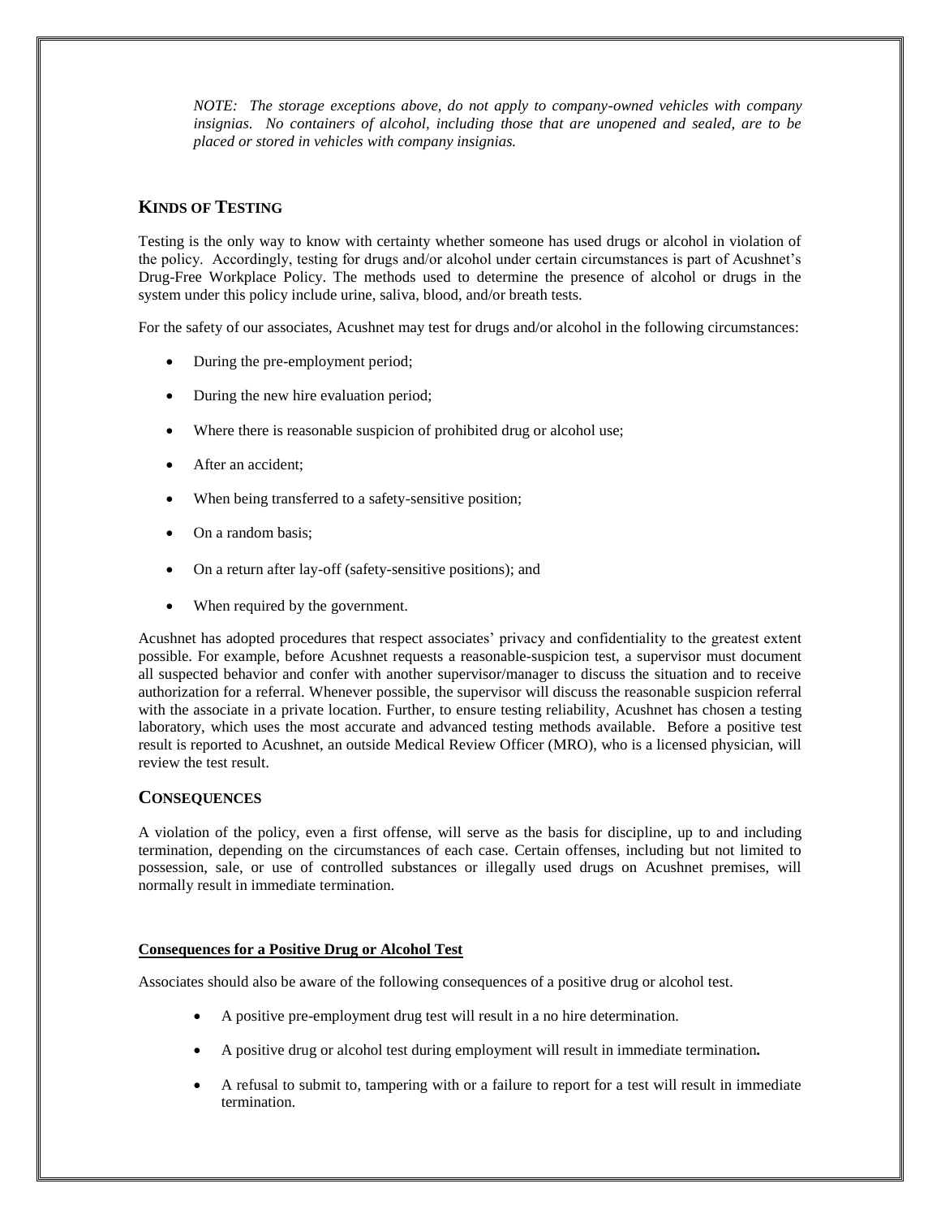*NOTE: The storage exceptions above, do not apply to company-owned vehicles with company insignias. No containers of alcohol, including those that are unopened and sealed, are to be placed or stored in vehicles with company insignias.*

## KINDS OF TESTING

Testing is the only way to know with certainty whether someone has used drugs or alcohol in violation of the policy. Accordingly, testing for drugs and/or alcohol under certain circumstances is part of Acushnet's Drug-Free Workplace Policy. The methods used to determine the presence of alcohol or drugs in the system under this policy include urine, saliva, blood, and/or breath tests.

For the safety of our associates, Acushnet may test for drugs and/or alcohol in the following circumstances:

- During the pre-employment period;
- During the new hire evaluation period;
- Where there is reasonable suspicion of prohibited drug or alcohol use;
- After an accident;
- When being transferred to a safety-sensitive position;
- On a random basis;
- On a return after lay-off (safety-sensitive positions); and
- When required by the government.

Acushnet has adopted procedures that respect associates' privacy and confidentiality to the greatest extent possible. For example, before Acushnet requests a reasonable-suspicion test, a supervisor must document all suspected behavior and confer with another supervisor/manager to discuss the situation and to receive authorization for a referral. Whenever possible, the supervisor will discuss the reasonable suspicion referral with the associate in a private location. Further, to ensure testing reliability, Acushnet has chosen a testing laboratory, which uses the most accurate and advanced testing methods available. Before a positive test result is reported to Acushnet, an outside Medical Review Officer (MRO), who is a licensed physician, will review the test result.

## CONSEQUENCES

A violation of the policy, even a first offense, will serve as the basis for discipline, up to and including termination, depending on the circumstances of each case. Certain offenses, including but not limited to possession, sale, or use of controlled substances or illegally used drugs on Acushnet premises, will normally result in immediate termination.

### Consequences for a Positive Drug or Alcohol Test

Associates should also be aware of the following consequences of a positive drug or alcohol test.

- A positive pre-employment drug test will result in a no hire determination.
- A positive drug or alcohol test during employment will result in immediate termination**.**
- A refusal to submit to, tampering with or a failure to report for a test will result in immediate termination.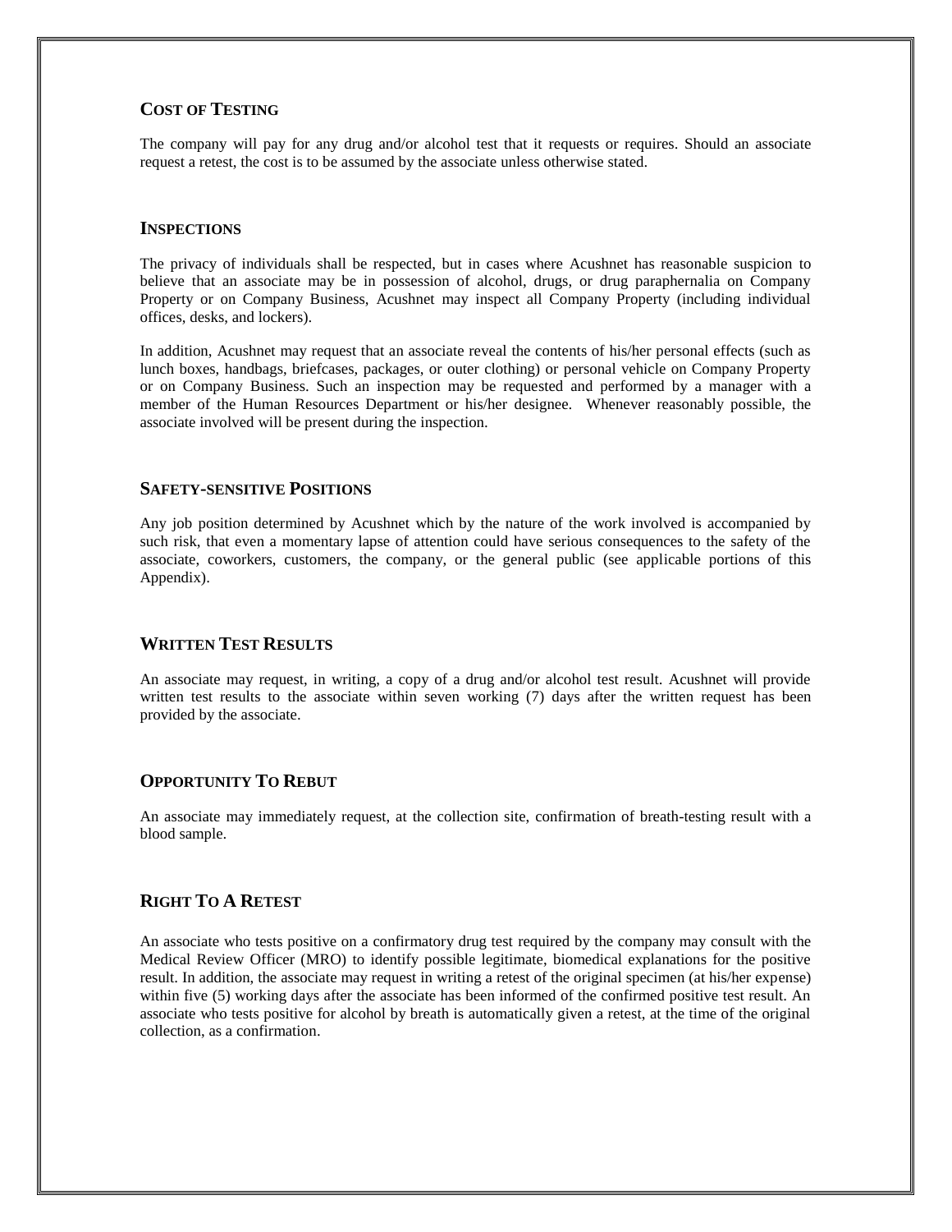## COST OF TESTING

The company will pay for any drug and/or alcohol test that it requests or requires. Should an associate request a retest, the cost is to be assumed by the associate unless otherwise stated.

## INSPECTIONS

The privacy of individuals shall be respected, but in cases where Acushnet has reasonable suspicion to believe that an associate may be in possession of alcohol, drugs, or drug paraphernalia on Company Property or on Company Business, Acushnet may inspect all Company Property (including individual offices, desks, and lockers).

In addition, Acushnet may request that an associate reveal the contents of his/her personal effects (such as lunch boxes, handbags, briefcases, packages, or outer clothing) or personal vehicle on Company Property or on Company Business. Such an inspection may be requested and performed by a manager with a member of the Human Resources Department or his/her designee. Whenever reasonably possible, the associate involved will be present during the inspection.

## SAFETY-SENSITIVE POSITIONS

Any job position determined by Acushnet which by the nature of the work involved is accompanied by such risk, that even a momentary lapse of attention could have serious consequences to the safety of the associate, coworkers, customers, the company, or the general public (see applicable portions of this Appendix).

## WRITTEN TEST RESULTS

An associate may request, in writing, a copy of a drug and/or alcohol test result. Acushnet will provide written test results to the associate within seven working (7) days after the written request has been provided by the associate.

## OPPORTUNITY TO REBUT

An associate may immediately request, at the collection site, confirmation of breath-testing result with a blood sample.

## RIGHT TO A RETEST

An associate who tests positive on a confirmatory drug test required by the company may consult with the Medical Review Officer (MRO) to identify possible legitimate, biomedical explanations for the positive result. In addition, the associate may request in writing a retest of the original specimen (at his/her expense) within five (5) working days after the associate has been informed of the confirmed positive test result. An associate who tests positive for alcohol by breath is automatically given a retest, at the time of the original collection, as a confirmation.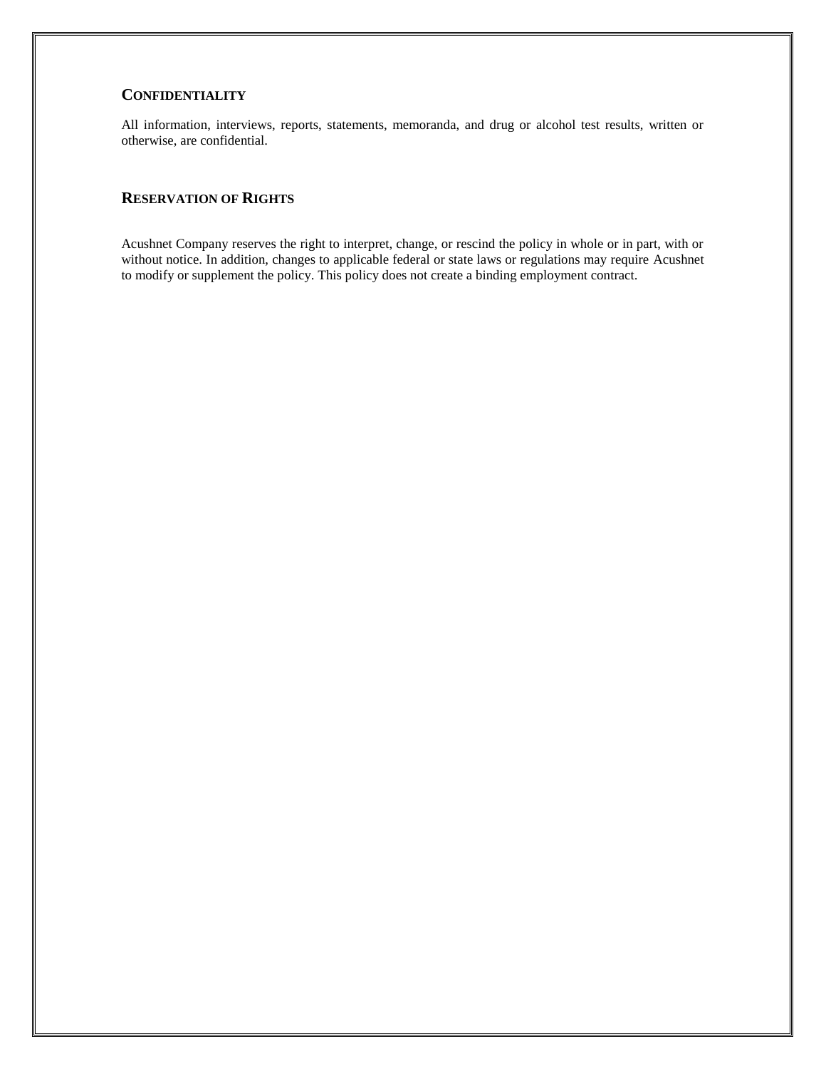## CONFIDENTIALITY

All information, interviews, reports, statements, memoranda, and drug or alcohol test results, written or otherwise, are confidential.

## RESERVATION OF RIGHTS

Acushnet Company reserves the right to interpret, change, or rescind the policy in whole or in part, with or without notice. In addition, changes to applicable federal or state laws or regulations may require Acushnet to modify or supplement the policy. This policy does not create a binding employment contract.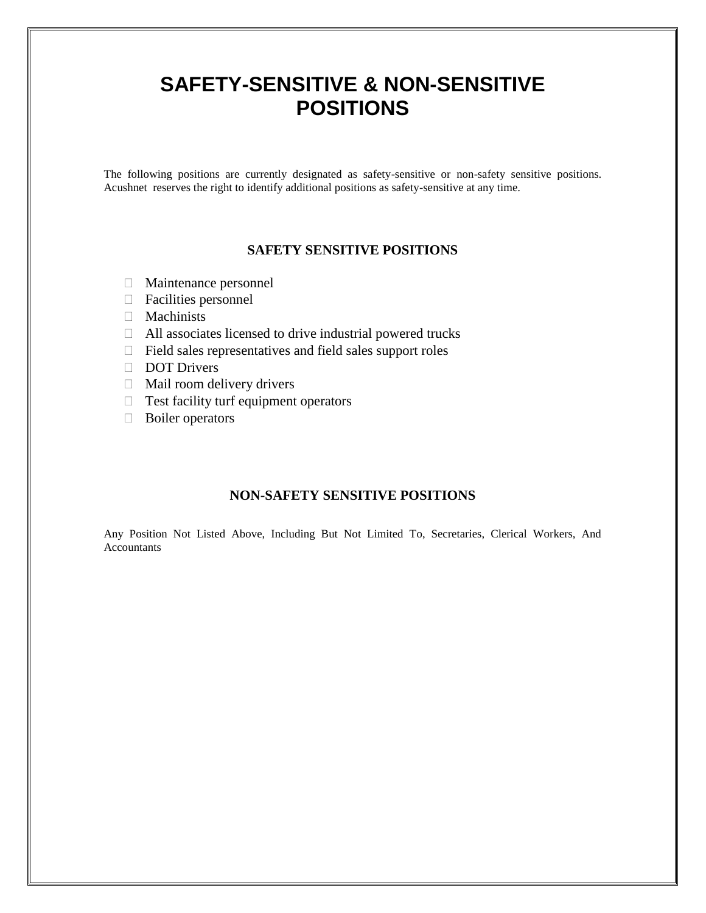# SAFETY-SENSITIVE & NON-SENSITIVE POSITIONS

The following positions are currently designated as safety-sensitive or non-safety sensitive positions. Acushnet reserves the right to identify additional positions as safety-sensitive at any time.

## SAFETY SENSITIVE POSITIONS

- Maintenance personnel
- Facilities personnel
- Machinists
- All associates licensed to drive industrial powered trucks
- Field sales representatives and field sales support roles
- DOT Drivers
- Mail room delivery drivers
- Test facility turf equipment operators
- Boiler operators

## NON-SAFETY SENSITIVE POSITIONS

Any Position Not Listed Above, Including But Not Limited To, Secretaries, Clerical Workers, And Accountants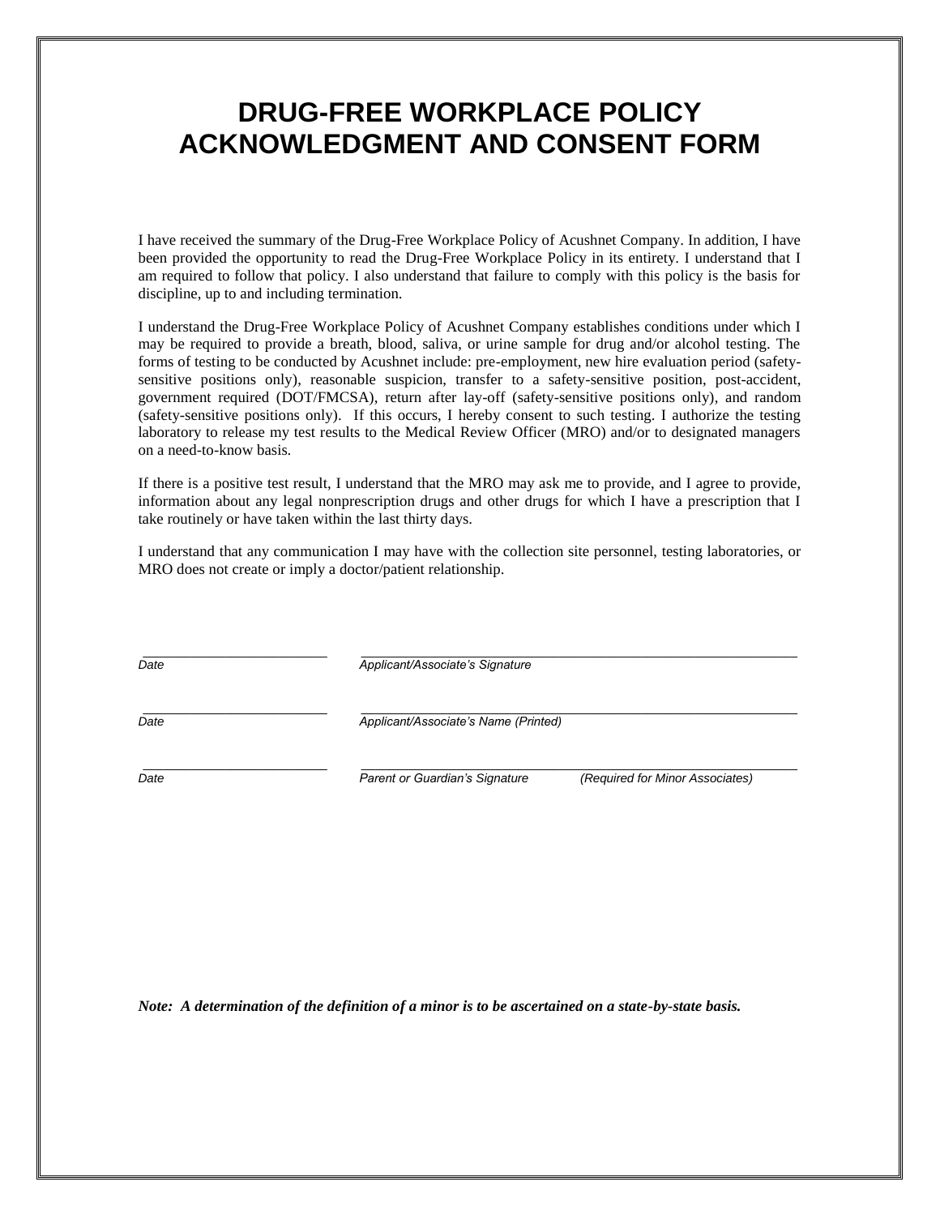# DRUG-FREE WORKPLACE POLICY ACKNOWLEDGMENT AND CONSENT FORM

I have received the summary of the Drug-Free Workplace Policy of Acushnet Company. In addition, I have been provided the opportunity to read the Drug-Free Workplace Policy in its entirety. I understand that I am required to follow that policy. I also understand that failure to comply with this policy is the basis for discipline, up to and including termination.

I understand the Drug-Free Workplace Policy of Acushnet Company establishes conditions under which I may be required to provide a breath, blood, saliva, or urine sample for drug and/or alcohol testing. The forms of testing to be conducted by Acushnet include: pre-employment, new hire evaluation period (safety-sensitive positions only), reasonable suspicion, transfer to a safety-sensitive position, post-accident, government required (DOT/FMCSA), return after lay-off (safety-sensitive positions only), and random (safety-sensitive positions only). If this occurs, I hereby consent to such testing. I authorize the testing laboratory to release my test results to the Medical Review Officer (MRO) and/or to designated managers on a need-to-know basis.

If there is a positive test result, I understand that the MRO may ask me to provide, and I agree to provide, information about any legal nonprescription drugs and other drugs for which I have a prescription that I take routinely or have taken within the last thirty days.

I understand that any communication I may have with the collection site personnel, testing laboratories, or MRO does not create or imply a doctor/patient relationship.

\_\_\_\_\_\_\_\_\_\_\_\_\_\_\_\_\_\_\_\_\_\_\_\_ \_\_\_\_\_\_\_\_\_\_\_\_\_\_\_\_\_\_\_\_\_\_\_\_\_\_\_\_\_\_\_\_\_\_\_\_\_\_\_\_\_\_\_\_

*Date* *Applicant/Associate's Signature*

\_\_\_\_\_\_\_\_\_\_\_\_\_\_\_\_\_\_\_\_\_\_\_\_ \_\_\_\_\_\_\_\_\_\_\_\_\_\_\_\_\_\_\_\_\_\_\_\_\_\_\_\_\_\_\_\_\_\_\_\_\_\_\_\_\_\_\_\_

*Date* *Applicant/Associate's Name (Printed)*

\_\_\_\_\_\_\_\_\_\_\_\_\_\_\_\_\_\_\_\_\_\_\_\_ \_\_\_\_\_\_\_\_\_\_\_\_\_\_\_\_\_\_\_\_\_\_\_\_\_\_\_\_\_\_\_\_\_\_\_\_\_\_\_\_\_\_\_\_

*Date* *Parent or Guardian's Signature* *(Required for Minor Associates)*

***Note: A determination of the definition of a minor is to be ascertained on a state-by-state basis.***